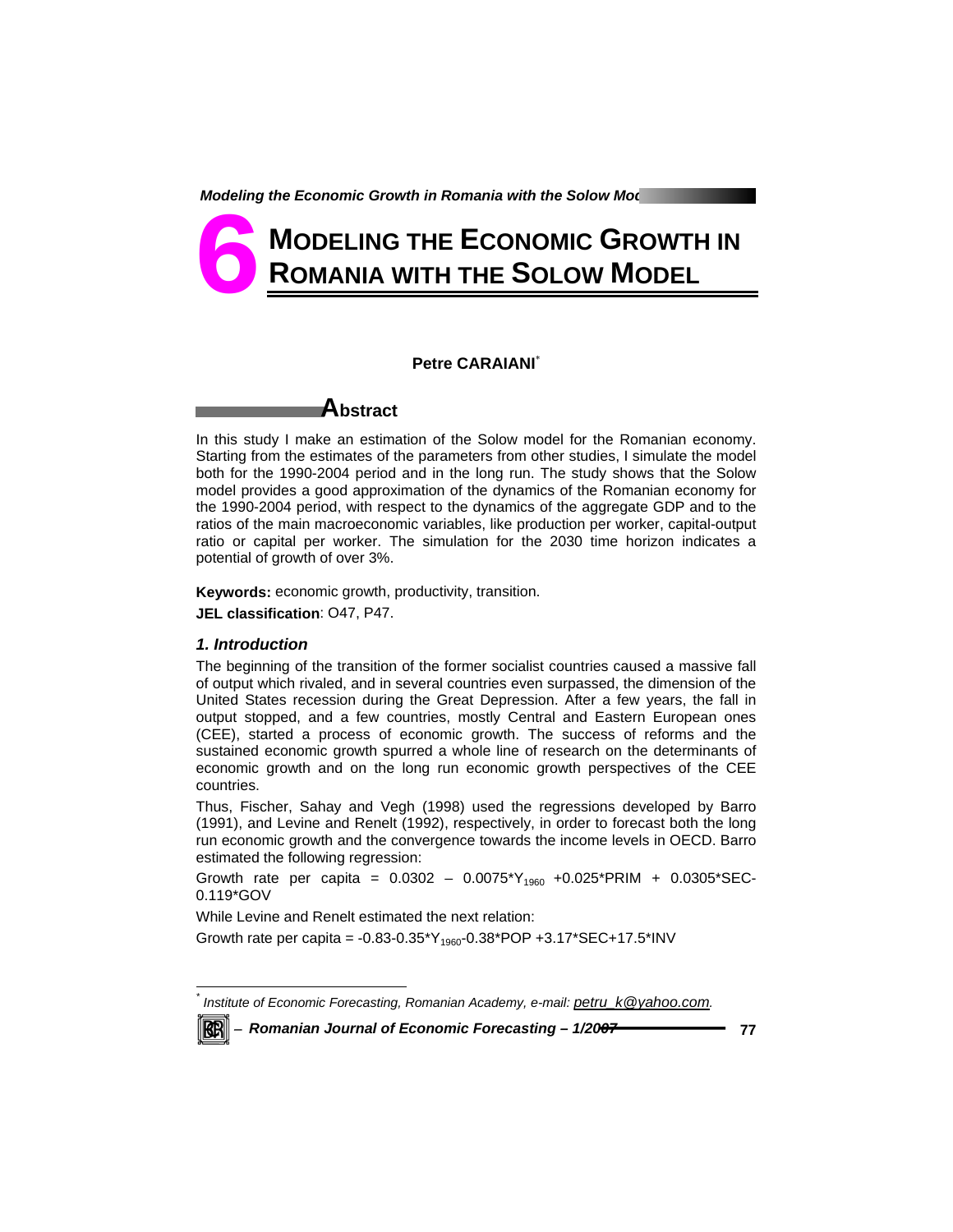# 6 Modeling the Economic Growth in Romania with the Solow Model

**Petre CARAIANI**[*]

## Abstract

In this study I make an estimation of the Solow model for the Romanian economy. Starting from the estimates of the parameters from other studies, I simulate the model both for the 1990-2004 period and in the long run. The study shows that the Solow model provides a good approximation of the dynamics of the Romanian economy for the 1990-2004 period, with respect to the dynamics of the aggregate GDP and to the ratios of the main macroeconomic variables, like production per worker, capital-output ratio or capital per worker. The simulation for the 2030 time horizon indicates a potential of growth of over 3%.

**Keywords:** economic growth, productivity, transition.

**JEL classification**: O47, P47.

### *1. Introduction*

The beginning of the transition of the former socialist countries caused a massive fall of output which rivaled, and in several countries even surpassed, the dimension of the United States recession during the Great Depression. After a few years, the fall in output stopped, and a few countries, mostly Central and Eastern European ones (CEE), started a process of economic growth. The success of reforms and the sustained economic growth spurred a whole line of research on the determinants of economic growth and on the long run economic growth perspectives of the CEE countries.

Thus, Fischer, Sahay and Vegh (1998) used the regressions developed by Barro (1991), and Levine and Renelt (1992), respectively, in order to forecast both the long run economic growth and the convergence towards the income levels in OECD. Barro estimated the following regression:

Growth rate per capita = $0.0302 - 0.0075 * Y_{1960} + 0.025 * PRIM + 0.0305 * SEC - 0.119 * GOV$

While Levine and Renelt estimated the next relation:

Growth rate per capita = $-0.83 - 0.35 * Y_{1960} - 0.38 * POP + 3.17 * SEC + 17.5 * INV$

---

[*] *Institute of Economic Forecasting, Romanian Academy, e-mail: petru_k@yahoo.com.*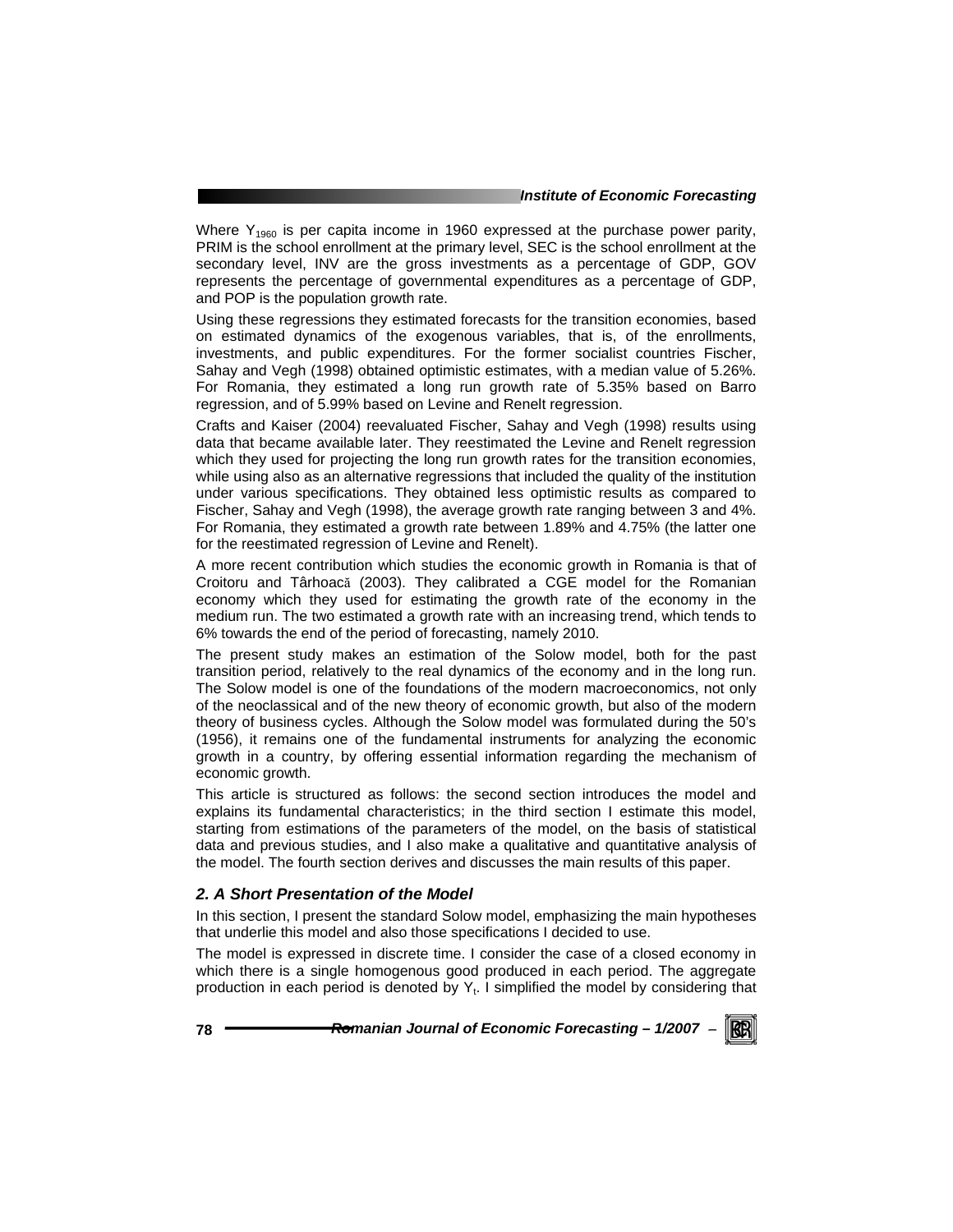Where $Y_{1960}$ is per capita income in 1960 expressed at the purchase power parity, PRIM is the school enrollment at the primary level, SEC is the school enrollment at the secondary level, INV are the gross investments as a percentage of GDP, GOV represents the percentage of governmental expenditures as a percentage of GDP, and POP is the population growth rate.

Using these regressions they estimated forecasts for the transition economies, based on estimated dynamics of the exogenous variables, that is, of the enrollments, investments, and public expenditures. For the former socialist countries Fischer, Sahay and Vegh (1998) obtained optimistic estimates, with a median value of 5.26%. For Romania, they estimated a long run growth rate of 5.35% based on Barro regression, and of 5.99% based on Levine and Renelt regression.

Crafts and Kaiser (2004) reevaluated Fischer, Sahay and Vegh (1998) results using data that became available later. They reestimated the Levine and Renelt regression which they used for projecting the long run growth rates for the transition economies, while using also as an alternative regressions that included the quality of the institution under various specifications. They obtained less optimistic results as compared to Fischer, Sahay and Vegh (1998), the average growth rate ranging between 3 and 4%. For Romania, they estimated a growth rate between 1.89% and 4.75% (the latter one for the reestimated regression of Levine and Renelt).

A more recent contribution which studies the economic growth in Romania is that of Croitoru and Târhoacă (2003). They calibrated a CGE model for the Romanian economy which they used for estimating the growth rate of the economy in the medium run. The two estimated a growth rate with an increasing trend, which tends to 6% towards the end of the period of forecasting, namely 2010.

The present study makes an estimation of the Solow model, both for the past transition period, relatively to the real dynamics of the economy and in the long run. The Solow model is one of the foundations of the modern macroeconomics, not only of the neoclassical and of the new theory of economic growth, but also of the modern theory of business cycles. Although the Solow model was formulated during the 50's (1956), it remains one of the fundamental instruments for analyzing the economic growth in a country, by offering essential information regarding the mechanism of economic growth.

This article is structured as follows: the second section introduces the model and explains its fundamental characteristics; in the third section I estimate this model, starting from estimations of the parameters of the model, on the basis of statistical data and previous studies, and I also make a qualitative and quantitative analysis of the model. The fourth section derives and discusses the main results of this paper.

## *2. A Short Presentation of the Model*

In this section, I present the standard Solow model, emphasizing the main hypotheses that underlie this model and also those specifications I decided to use.

The model is expressed in discrete time. I consider the case of a closed economy in which there is a single homogenous good produced in each period. The aggregate production in each period is denoted by $Y_t$. I simplified the model by considering that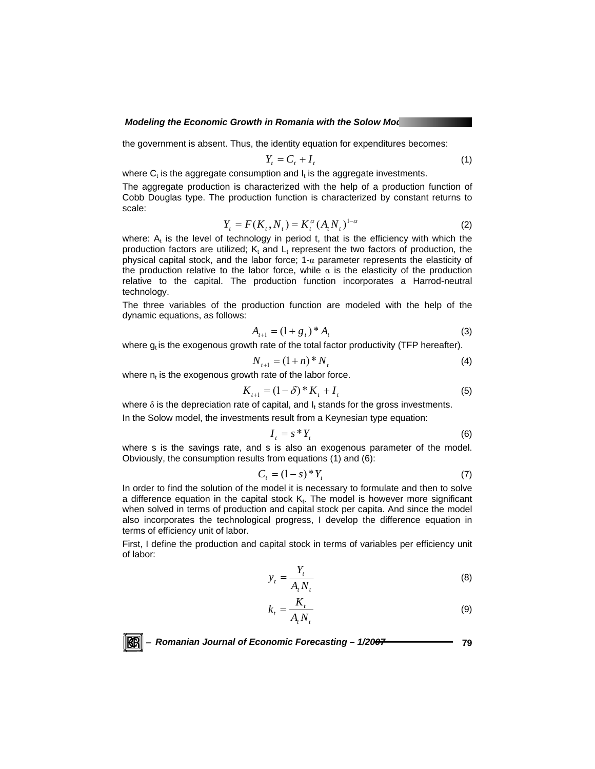the government is absent. Thus, the identity equation for expenditures becomes:

$$Y_t = C_t + I_t \tag{1}$$

where $C_t$ is the aggregate consumption and $I_t$ is the aggregate investments.

The aggregate production is characterized with the help of a production function of Cobb Douglas type. The production function is characterized by constant returns to scale:

$$Y_t = F(K_t, N_t) = K_t^{\alpha}(A_t N_t)^{1-\alpha} \tag{2}$$

where: $A_t$ is the level of technology in period t, that is the efficiency with which the production factors are utilized; $K_t$ and $L_t$ represent the two factors of production, the physical capital stock, and the labor force; 1-$\alpha$ parameter represents the elasticity of the production relative to the labor force, while $\alpha$ is the elasticity of the production relative to the capital. The production function incorporates a Harrod-neutral technology.

The three variables of the production function are modeled with the help of the dynamic equations, as follows:

$$A_{t+1} = (1 + g_t) * A_t \tag{3}$$

where $g_t$ is the exogenous growth rate of the total factor productivity (TFP hereafter).

$$N_{t+1} = (1 + n) * N_t \tag{4}$$

where $n_t$ is the exogenous growth rate of the labor force.

$$K_{t+1} = (1 - \delta) * K_t + I_t \tag{5}$$

where $\delta$ is the depreciation rate of capital, and $I_t$ stands for the gross investments.

In the Solow model, the investments result from a Keynesian type equation:

$$I_t = s * Y_t \tag{6}$$

where s is the savings rate, and s is also an exogenous parameter of the model. Obviously, the consumption results from equations (1) and (6):

$$C_t = (1 - s) * Y_t \tag{7}$$

In order to find the solution of the model it is necessary to formulate and then to solve a difference equation in the capital stock $K_t$. The model is however more significant when solved in terms of production and capital stock per capita. And since the model also incorporates the technological progress, I develop the difference equation in terms of efficiency unit of labor.

First, I define the production and capital stock in terms of variables per efficiency unit of labor:

$$y_t = \frac{Y_t}{A_t N_t} \tag{8}$$

$$k_t = \frac{K_t}{A_t N_t} \tag{9}$$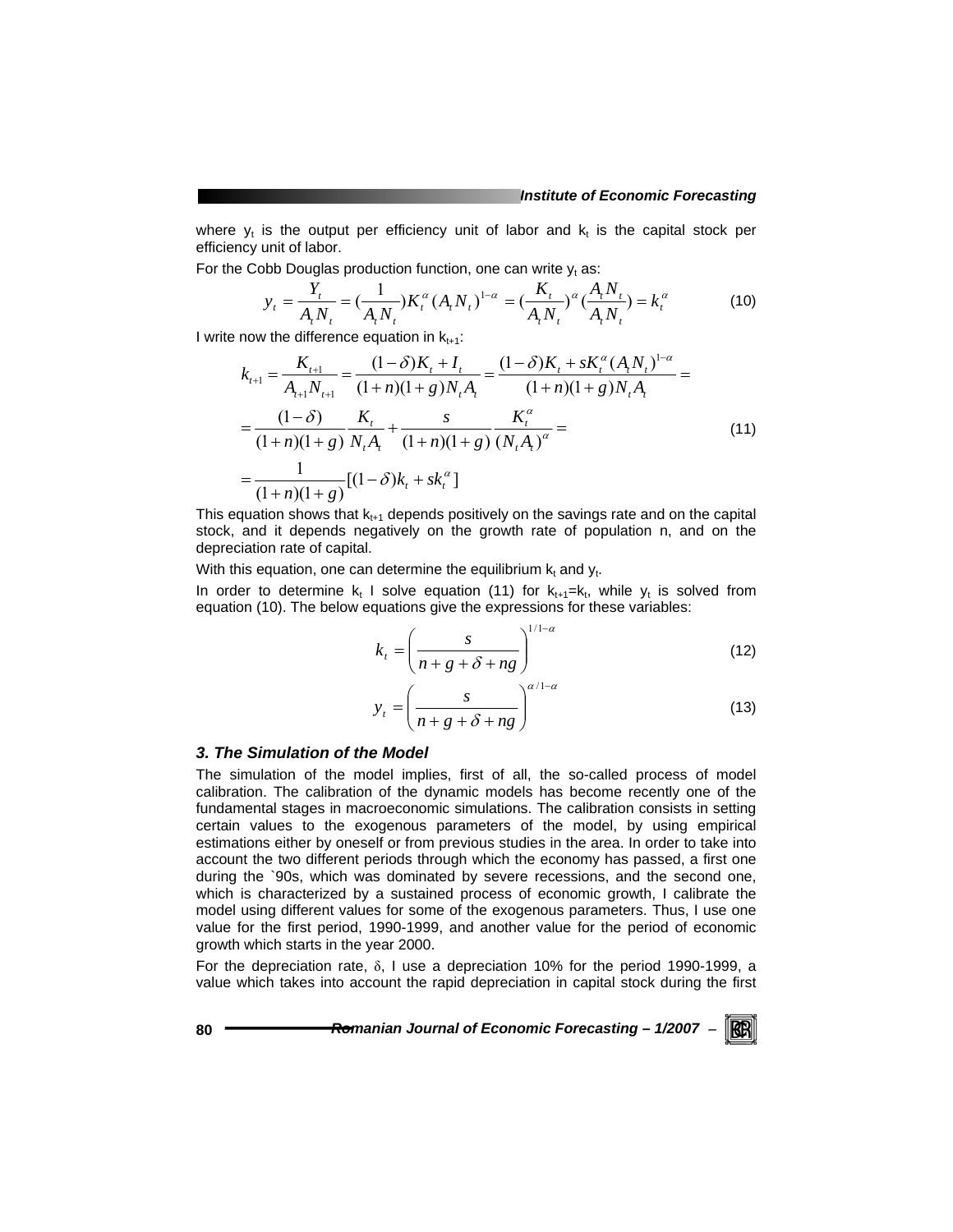where $y_t$ is the output per efficiency unit of labor and $k_t$ is the capital stock per efficiency unit of labor.

For the Cobb Douglas production function, one can write $y_t$ as:

$$y_t = \frac{Y_t}{A_t N_t} = (\frac{1}{A_t N_t}) K_t^{\alpha} (A_t N_t)^{1-\alpha} = (\frac{K_t}{A_t N_t})^{\alpha} (\frac{A_t N_t}{A_t N_t}) = k_t^{\alpha} \tag{10}$$

I write now the difference equation in $k_{t+1}$:

$$\begin{aligned} k_{t+1} &= \frac{K_{t+1}}{A_{t+1} N_{t+1}} = \frac{(1-\delta) K_t + I_t}{(1+n)(1+g) N_t A_t} = \frac{(1-\delta) K_t + s K_t^{\alpha} (A_t N_t)^{1-\alpha}}{(1+n)(1+g) N_t A_t} = \\ &= \frac{(1-\delta)}{(1+n)(1+g)} \frac{K_t}{N_t A_t} + \frac{s}{(1+n)(1+g)} \frac{K_t^{\alpha}}{(N_t A_t)^{\alpha}} = \\ &= \frac{1}{(1+n)(1+g)} [(1-\delta) k_t + s k_t^{\alpha}] \end{aligned} \tag{11}$$

This equation shows that $k_{t+1}$ depends positively on the savings rate and on the capital stock, and it depends negatively on the growth rate of population n, and on the depreciation rate of capital.

With this equation, one can determine the equilibrium $k_t$ and $y_t$.

In order to determine $k_t$ I solve equation (11) for $k_{t+1}=k_t$, while $y_t$ is solved from equation (10). The below equations give the expressions for these variables:

$$k_t = \left( \frac{s}{n + g + \delta + ng} \right)^{1/1-\alpha} \tag{12}$$

$$y_t = \left( \frac{s}{n + g + \delta + ng} \right)^{\alpha/1-\alpha} \tag{13}$$

### *3. The Simulation of the Model*

The simulation of the model implies, first of all, the so-called process of model calibration. The calibration of the dynamic models has become recently one of the fundamental stages in macroeconomic simulations. The calibration consists in setting certain values to the exogenous parameters of the model, by using empirical estimations either by oneself or from previous studies in the area. In order to take into account the two different periods through which the economy has passed, a first one during the `90s, which was dominated by severe recessions, and the second one, which is characterized by a sustained process of economic growth, I calibrate the model using different values for some of the exogenous parameters. Thus, I use one value for the first period, 1990-1999, and another value for the period of economic growth which starts in the year 2000.

For the depreciation rate, $\delta$, I use a depreciation 10% for the period 1990-1999, a value which takes into account the rapid depreciation in capital stock during the first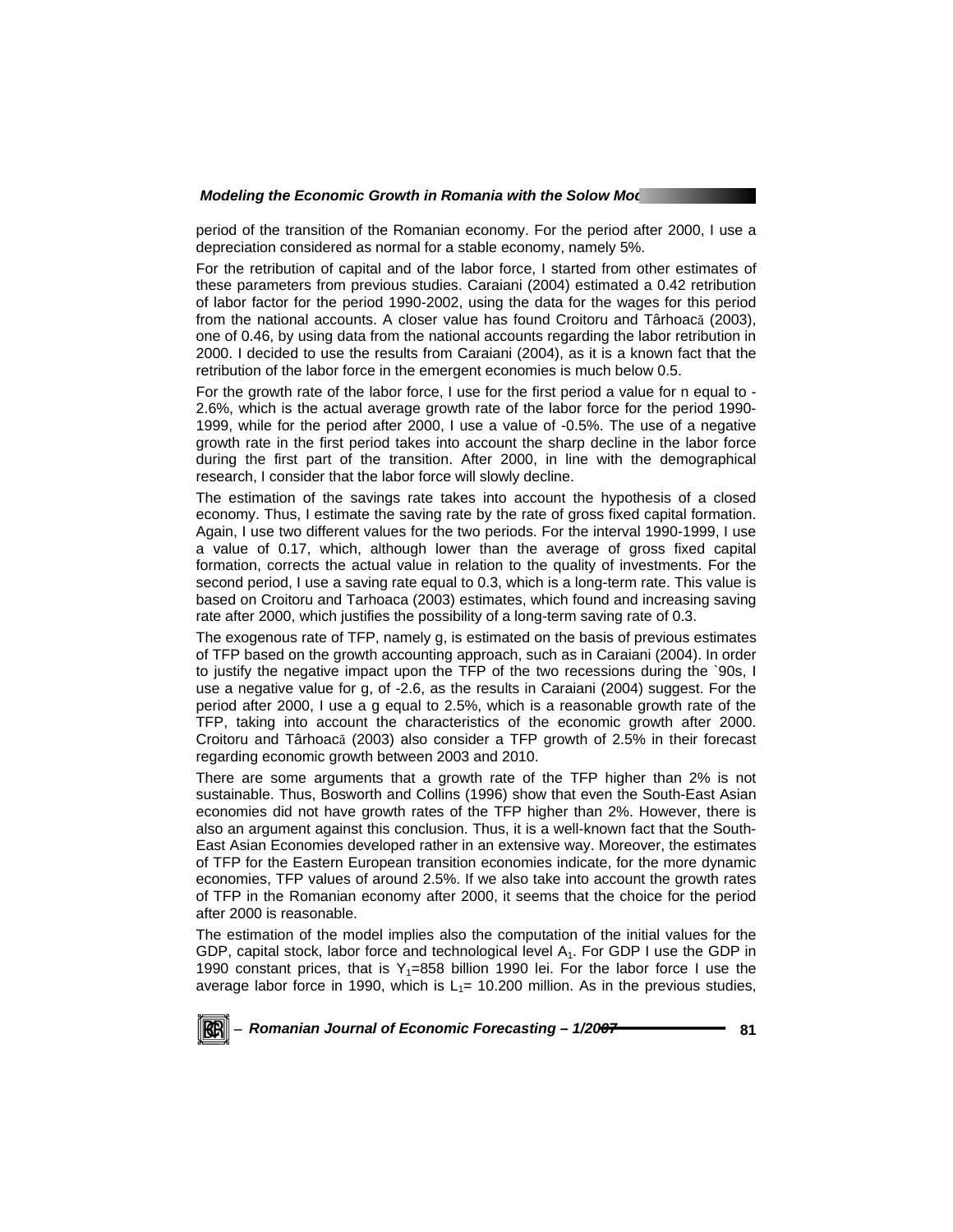period of the transition of the Romanian economy. For the period after 2000, I use a depreciation considered as normal for a stable economy, namely 5%.

For the retribution of capital and of the labor force, I started from other estimates of these parameters from previous studies. Caraiani (2004) estimated a 0.42 retribution of labor factor for the period 1990-2002, using the data for the wages for this period from the national accounts. A closer value has found Croitoru and Târhoacă (2003), one of 0.46, by using data from the national accounts regarding the labor retribution in 2000. I decided to use the results from Caraiani (2004), as it is a known fact that the retribution of the labor force in the emergent economies is much below 0.5.

For the growth rate of the labor force, I use for the first period a value for n equal to -2.6%, which is the actual average growth rate of the labor force for the period 1990-1999, while for the period after 2000, I use a value of -0.5%. The use of a negative growth rate in the first period takes into account the sharp decline in the labor force during the first part of the transition. After 2000, in line with the demographical research, I consider that the labor force will slowly decline.

The estimation of the savings rate takes into account the hypothesis of a closed economy. Thus, I estimate the saving rate by the rate of gross fixed capital formation. Again, I use two different values for the two periods. For the interval 1990-1999, I use a value of 0.17, which, although lower than the average of gross fixed capital formation, corrects the actual value in relation to the quality of investments. For the second period, I use a saving rate equal to 0.3, which is a long-term rate. This value is based on Croitoru and Tarhoaca (2003) estimates, which found and increasing saving rate after 2000, which justifies the possibility of a long-term saving rate of 0.3.

The exogenous rate of TFP, namely g, is estimated on the basis of previous estimates of TFP based on the growth accounting approach, such as in Caraiani (2004). In order to justify the negative impact upon the TFP of the two recessions during the `90s, I use a negative value for g, of -2.6, as the results in Caraiani (2004) suggest. For the period after 2000, I use a g equal to 2.5%, which is a reasonable growth rate of the TFP, taking into account the characteristics of the economic growth after 2000. Croitoru and Târhoacă (2003) also consider a TFP growth of 2.5% in their forecast regarding economic growth between 2003 and 2010.

There are some arguments that a growth rate of the TFP higher than 2% is not sustainable. Thus, Bosworth and Collins (1996) show that even the South-East Asian economies did not have growth rates of the TFP higher than 2%. However, there is also an argument against this conclusion. Thus, it is a well-known fact that the South-East Asian Economies developed rather in an extensive way. Moreover, the estimates of TFP for the Eastern European transition economies indicate, for the more dynamic economies, TFP values of around 2.5%. If we also take into account the growth rates of TFP in the Romanian economy after 2000, it seems that the choice for the period after 2000 is reasonable.

The estimation of the model implies also the computation of the initial values for the GDP, capital stock, labor force and technological level $A_1$. For GDP I use the GDP in 1990 constant prices, that is $Y_1$=858 billion 1990 lei. For the labor force I use the average labor force in 1990, which is $L_1$= 10.200 million. As in the previous studies,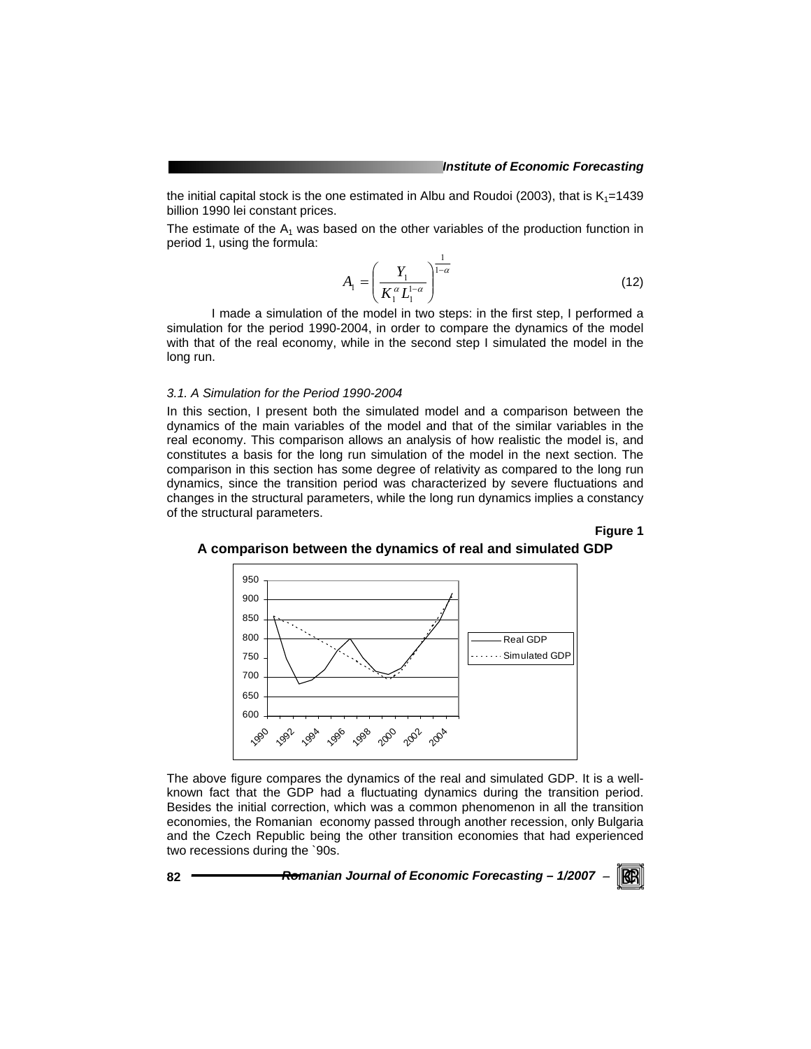the initial capital stock is the one estimated in Albu and Roudoi (2003), that is $K_1$=1439 billion 1990 lei constant prices.

The estimate of the $A_1$ was based on the other variables of the production function in period 1, using the formula:

$$A_1 = \left( \frac{Y_1}{K_1^{\alpha} L_1^{1-\alpha}} \right)^{\frac{1}{1-\alpha}} \tag{12}$$

I made a simulation of the model in two steps: in the first step, I performed a simulation for the period 1990-2004, in order to compare the dynamics of the model with that of the real economy, while in the second step I simulated the model in the long run.

### *3.1. A Simulation for the Period 1990-2004*

In this section, I present both the simulated model and a comparison between the dynamics of the main variables of the model and that of the similar variables in the real economy. This comparison allows an analysis of how realistic the model is, and constitutes a basis for the long run simulation of the model in the next section. The comparison in this section has some degree of relativity as compared to the long run dynamics, since the transition period was characterized by severe fluctuations and changes in the structural parameters, while the long run dynamics implies a constancy of the structural parameters.

**Figure 1**

**A comparison between the dynamics of real and simulated GDP**

The above figure compares the dynamics of the real and simulated GDP. It is a well-known fact that the GDP had a fluctuating dynamics during the transition period. Besides the initial correction, which was a common phenomenon in all the transition economies, the Romanian economy passed through another recession, only Bulgaria and the Czech Republic being the other transition economies that had experienced two recessions during the `90s.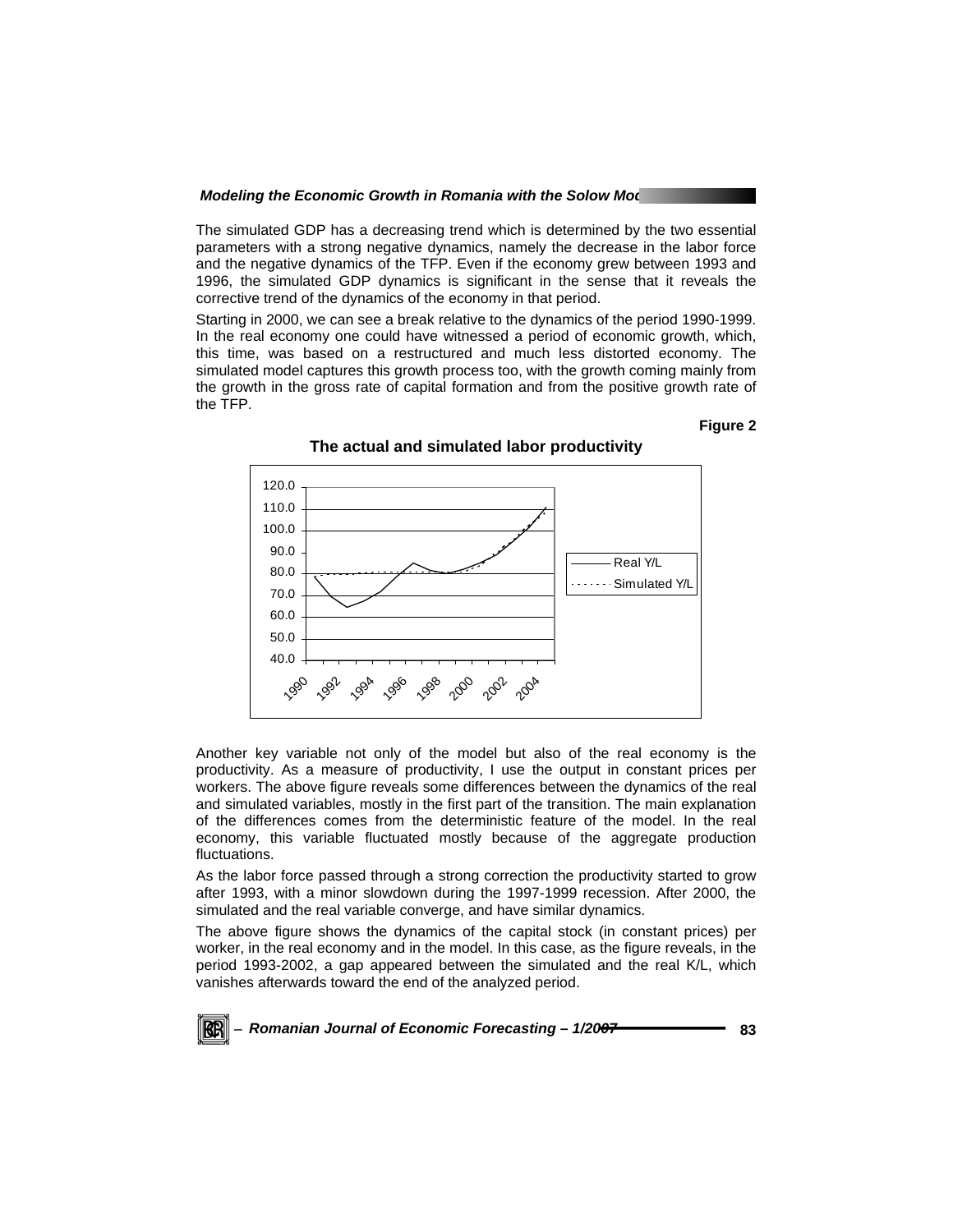The simulated GDP has a decreasing trend which is determined by the two essential parameters with a strong negative dynamics, namely the decrease in the labor force and the negative dynamics of the TFP. Even if the economy grew between 1993 and 1996, the simulated GDP dynamics is significant in the sense that it reveals the corrective trend of the dynamics of the economy in that period.

Starting in 2000, we can see a break relative to the dynamics of the period 1990-1999. In the real economy one could have witnessed a period of economic growth, which, this time, was based on a restructured and much less distorted economy. The simulated model captures this growth process too, with the growth coming mainly from the growth in the gross rate of capital formation and from the positive growth rate of the TFP.

**Figure 2**

**The actual and simulated labor productivity**

Another key variable not only of the model but also of the real economy is the productivity. As a measure of productivity, I use the output in constant prices per workers. The above figure reveals some differences between the dynamics of the real and simulated variables, mostly in the first part of the transition. The main explanation of the differences comes from the deterministic feature of the model. In the real economy, this variable fluctuated mostly because of the aggregate production fluctuations.

As the labor force passed through a strong correction the productivity started to grow after 1993, with a minor slowdown during the 1997-1999 recession. After 2000, the simulated and the real variable converge, and have similar dynamics.

The above figure shows the dynamics of the capital stock (in constant prices) per worker, in the real economy and in the model. In this case, as the figure reveals, in the period 1993-2002, a gap appeared between the simulated and the real K/L, which vanishes afterwards toward the end of the analyzed period.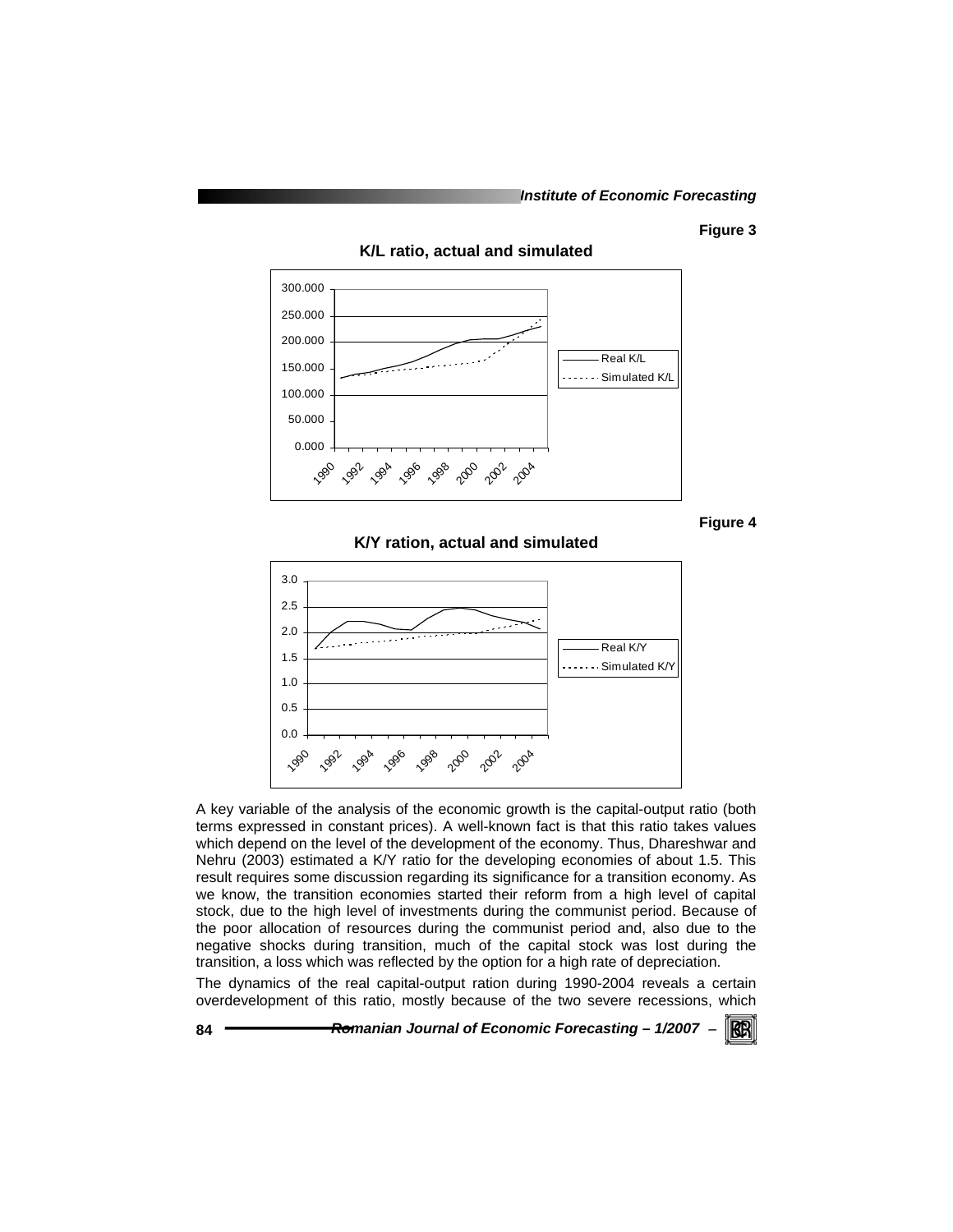**Figure 3**

**K/L ratio, actual and simulated**

**Figure 4**

**K/Y ration, actual and simulated**

A key variable of the analysis of the economic growth is the capital-output ratio (both terms expressed in constant prices). A well-known fact is that this ratio takes values which depend on the level of the development of the economy. Thus, Dhareshwar and Nehru (2003) estimated a K/Y ratio for the developing economies of about 1.5. This result requires some discussion regarding its significance for a transition economy. As we know, the transition economies started their reform from a high level of capital stock, due to the high level of investments during the communist period. Because of the poor allocation of resources during the communist period and, also due to the negative shocks during transition, much of the capital stock was lost during the transition, a loss which was reflected by the option for a high rate of depreciation.

The dynamics of the real capital-output ration during 1990-2004 reveals a certain overdevelopment of this ratio, mostly because of the two severe recessions, which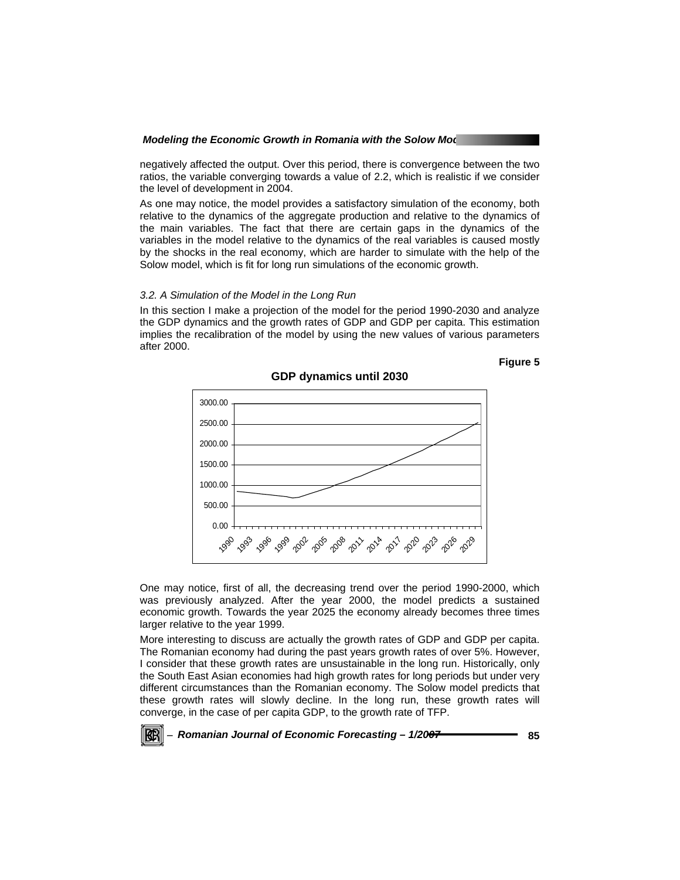negatively affected the output. Over this period, there is convergence between the two ratios, the variable converging towards a value of 2.2, which is realistic if we consider the level of development in 2004.

As one may notice, the model provides a satisfactory simulation of the economy, both relative to the dynamics of the aggregate production and relative to the dynamics of the main variables. The fact that there are certain gaps in the dynamics of the variables in the model relative to the dynamics of the real variables is caused mostly by the shocks in the real economy, which are harder to simulate with the help of the Solow model, which is fit for long run simulations of the economic growth.

### *3.2. A Simulation of the Model in the Long Run*

In this section I make a projection of the model for the period 1990-2030 and analyze the GDP dynamics and the growth rates of GDP and GDP per capita. This estimation implies the recalibration of the model by using the new values of various parameters after 2000.

**Figure 5**

**GDP dynamics until 2030**

One may notice, first of all, the decreasing trend over the period 1990-2000, which was previously analyzed. After the year 2000, the model predicts a sustained economic growth. Towards the year 2025 the economy already becomes three times larger relative to the year 1999.

More interesting to discuss are actually the growth rates of GDP and GDP per capita. The Romanian economy had during the past years growth rates of over 5%. However, I consider that these growth rates are unsustainable in the long run. Historically, only the South East Asian economies had high growth rates for long periods but under very different circumstances than the Romanian economy. The Solow model predicts that these growth rates will slowly decline. In the long run, these growth rates will converge, in the case of per capita GDP, to the growth rate of TFP.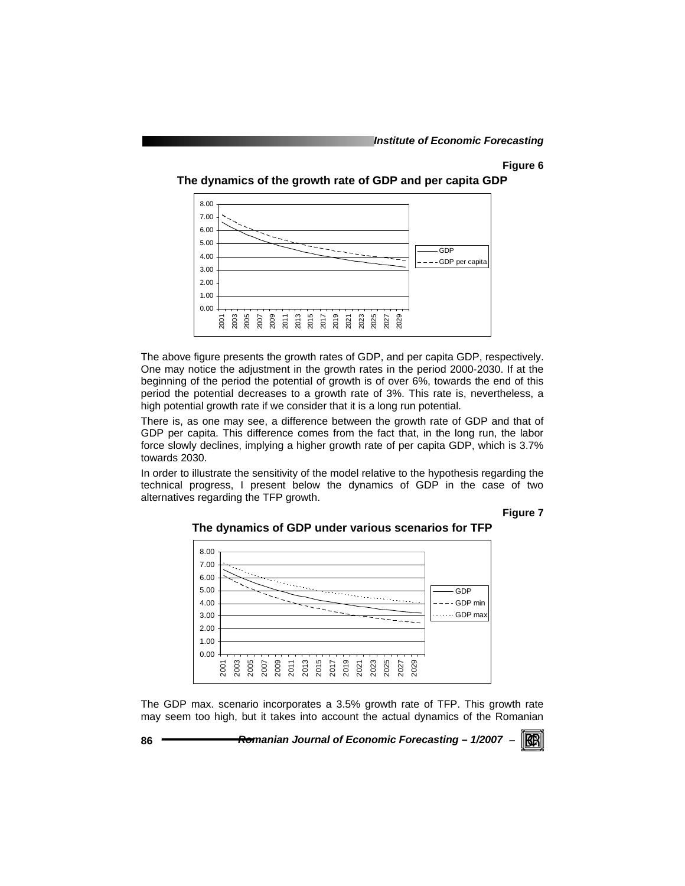**Figure 6**

**The dynamics of the growth rate of GDP and per capita GDP**

The above figure presents the growth rates of GDP, and per capita GDP, respectively. One may notice the adjustment in the growth rates in the period 2000-2030. If at the beginning of the period the potential of growth is of over 6%, towards the end of this period the potential decreases to a growth rate of 3%. This rate is, nevertheless, a high potential growth rate if we consider that it is a long run potential.

There is, as one may see, a difference between the growth rate of GDP and that of GDP per capita. This difference comes from the fact that, in the long run, the labor force slowly declines, implying a higher growth rate of per capita GDP, which is 3.7% towards 2030.

In order to illustrate the sensitivity of the model relative to the hypothesis regarding the technical progress, I present below the dynamics of GDP in the case of two alternatives regarding the TFP growth.

**Figure 7**

**The dynamics of GDP under various scenarios for TFP**

The GDP max. scenario incorporates a 3.5% growth rate of TFP. This growth rate may seem too high, but it takes into account the actual dynamics of the Romanian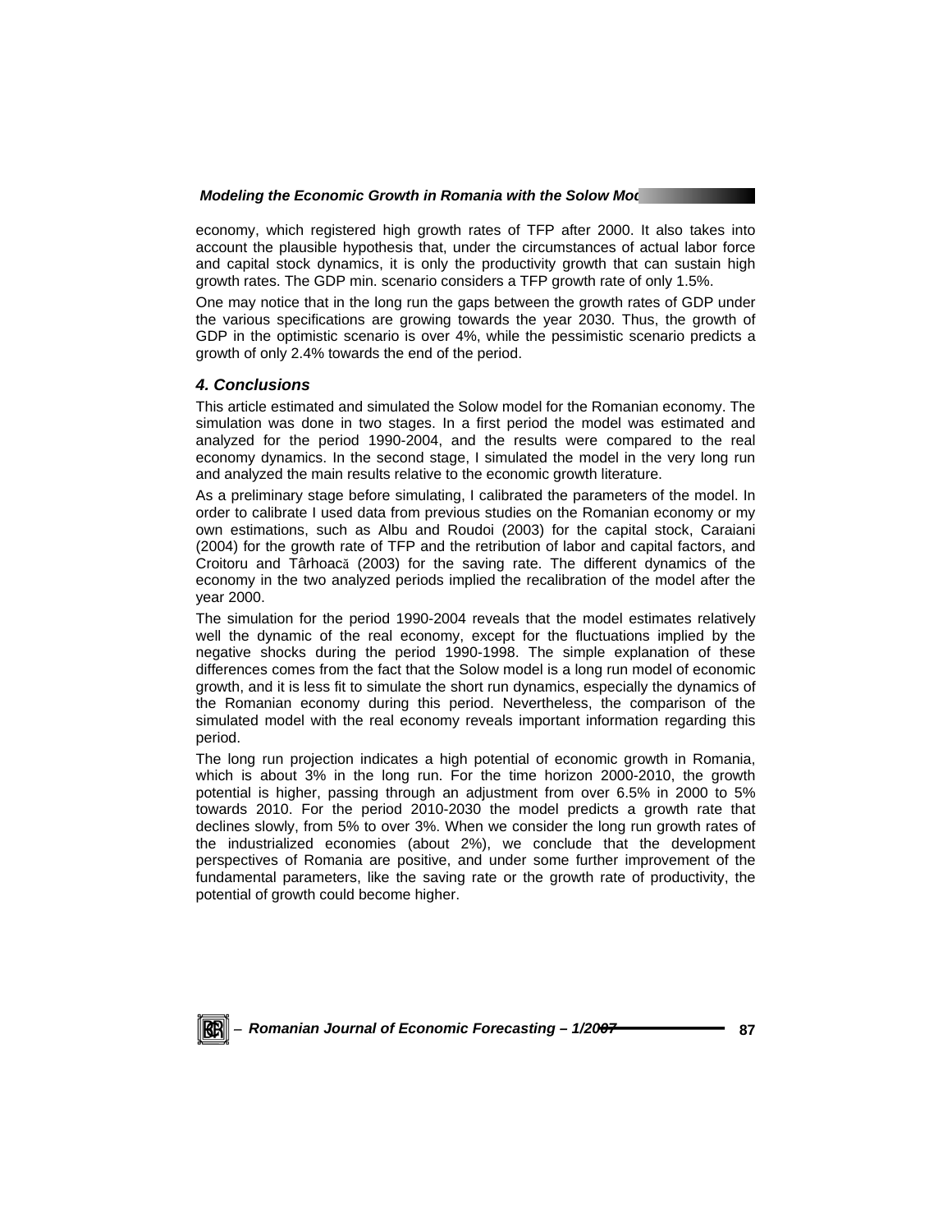economy, which registered high growth rates of TFP after 2000. It also takes into account the plausible hypothesis that, under the circumstances of actual labor force and capital stock dynamics, it is only the productivity growth that can sustain high growth rates. The GDP min. scenario considers a TFP growth rate of only 1.5%.

One may notice that in the long run the gaps between the growth rates of GDP under the various specifications are growing towards the year 2030. Thus, the growth of GDP in the optimistic scenario is over 4%, while the pessimistic scenario predicts a growth of only 2.4% towards the end of the period.

### *4. Conclusions*

This article estimated and simulated the Solow model for the Romanian economy. The simulation was done in two stages. In a first period the model was estimated and analyzed for the period 1990-2004, and the results were compared to the real economy dynamics. In the second stage, I simulated the model in the very long run and analyzed the main results relative to the economic growth literature.

As a preliminary stage before simulating, I calibrated the parameters of the model. In order to calibrate I used data from previous studies on the Romanian economy or my own estimations, such as Albu and Roudoi (2003) for the capital stock, Caraiani (2004) for the growth rate of TFP and the retribution of labor and capital factors, and Croitoru and Târhoacă (2003) for the saving rate. The different dynamics of the economy in the two analyzed periods implied the recalibration of the model after the year 2000.

The simulation for the period 1990-2004 reveals that the model estimates relatively well the dynamic of the real economy, except for the fluctuations implied by the negative shocks during the period 1990-1998. The simple explanation of these differences comes from the fact that the Solow model is a long run model of economic growth, and it is less fit to simulate the short run dynamics, especially the dynamics of the Romanian economy during this period. Nevertheless, the comparison of the simulated model with the real economy reveals important information regarding this period.

The long run projection indicates a high potential of economic growth in Romania, which is about 3% in the long run. For the time horizon 2000-2010, the growth potential is higher, passing through an adjustment from over 6.5% in 2000 to 5% towards 2010. For the period 2010-2030 the model predicts a growth rate that declines slowly, from 5% to over 3%. When we consider the long run growth rates of the industrialized economies (about 2%), we conclude that the development perspectives of Romania are positive, and under some further improvement of the fundamental parameters, like the saving rate or the growth rate of productivity, the potential of growth could become higher.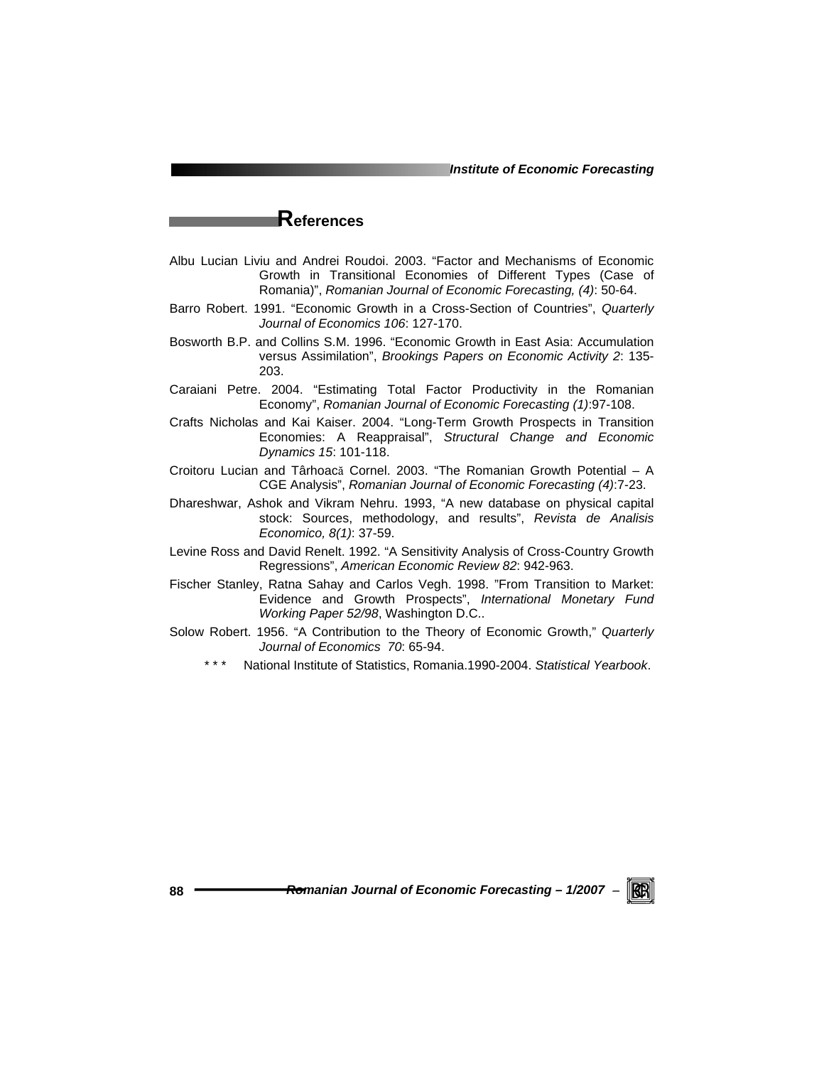## References

Albu Lucian Liviu and Andrei Roudoi. 2003. "Factor and Mechanisms of Economic Growth in Transitional Economies of Different Types (Case of Romania)", *Romanian Journal of Economic Forecasting, (4)*: 50-64.

Barro Robert. 1991. "Economic Growth in a Cross-Section of Countries", *Quarterly Journal of Economics 106*: 127-170.

Bosworth B.P. and Collins S.M. 1996. "Economic Growth in East Asia: Accumulation versus Assimilation", *Brookings Papers on Economic Activity 2*: 135-203.

Caraiani Petre. 2004. "Estimating Total Factor Productivity in the Romanian Economy", *Romanian Journal of Economic Forecasting (1)*:97-108.

Crafts Nicholas and Kai Kaiser. 2004. "Long-Term Growth Prospects in Transition Economies: A Reappraisal", *Structural Change and Economic Dynamics 15*: 101-118.

Croitoru Lucian and Târhoacă Cornel. 2003. "The Romanian Growth Potential – A CGE Analysis", *Romanian Journal of Economic Forecasting (4)*:7-23.

Dhareshwar, Ashok and Vikram Nehru. 1993, "A new database on physical capital stock: Sources, methodology, and results", *Revista de Analisis Economico, 8(1)*: 37-59.

Levine Ross and David Renelt. 1992. "A Sensitivity Analysis of Cross-Country Growth Regressions", *American Economic Review 82*: 942-963.

Fischer Stanley, Ratna Sahay and Carlos Vegh. 1998. "From Transition to Market: Evidence and Growth Prospects", *International Monetary Fund Working Paper 52/98*, Washington D.C..

Solow Robert. 1956. "A Contribution to the Theory of Economic Growth," *Quarterly Journal of Economics 70*: 65-94.

*** National Institute of Statistics, Romania.1990-2004. *Statistical Yearbook*.